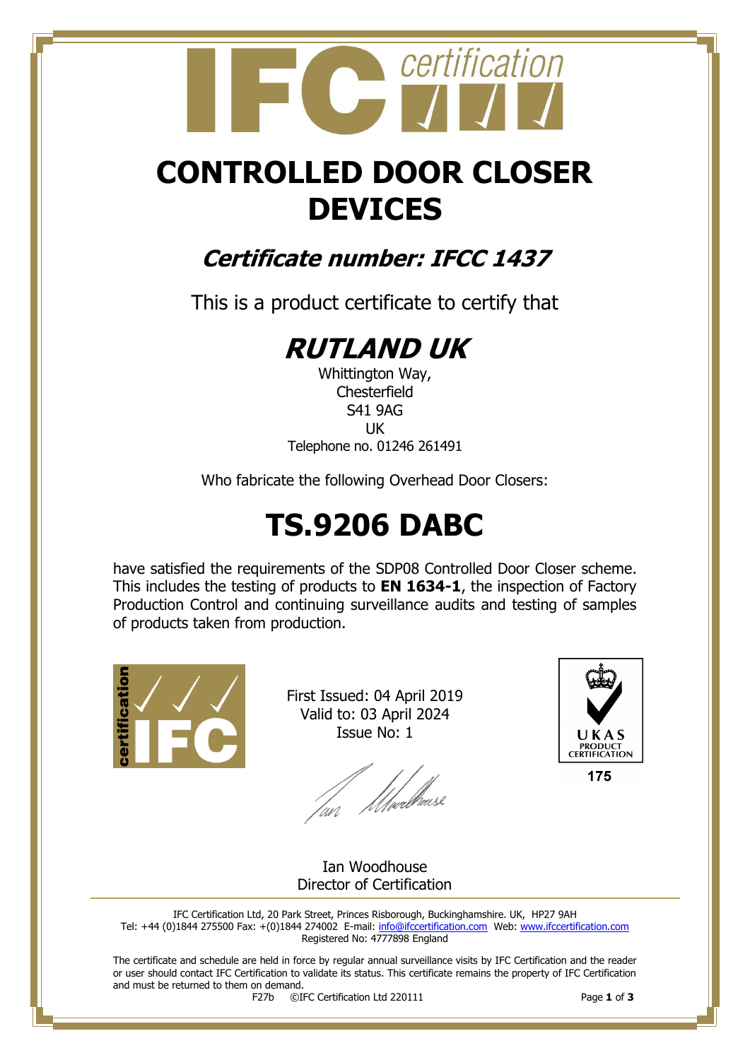# CONTROLLED DOOR CLOSER DEVICES

## *Certificate number: IFCC 1437*

This is a product certificate to certify that

# *RUTLAND UK*

Whittington Way,
Chesterfield
S41 9AG
UK
Telephone no. 01246 261491

Who fabricate the following Overhead Door Closers:

# TS.9206 DABC

have satisfied the requirements of the SDP08 Controlled Door Closer scheme. This includes the testing of products to **EN 1634-1**, the inspection of Factory Production Control and continuing surveillance audits and testing of samples of products taken from production.

First Issued: 04 April 2019
Valid to: 03 April 2024
Issue No: 1

UKAS PRODUCT CERTIFICATION
175

Ian Woodhouse
Director of Certification

IFC Certification Ltd, 20 Park Street, Princes Risborough, Buckinghamshire. UK, HP27 9AH
Tel: +44 (0)1844 275500 Fax: +(0)1844 274002 E-mail: info@ifccertification.com Web: www.ifccertification.com
Registered No: 4777898 England

The certificate and schedule are held in force by regular annual surveillance visits by IFC Certification and the reader or user should contact IFC Certification to validate its status. This certificate remains the property of IFC Certification and must be returned to them on demand.

F27b ©IFC Certification Ltd 220111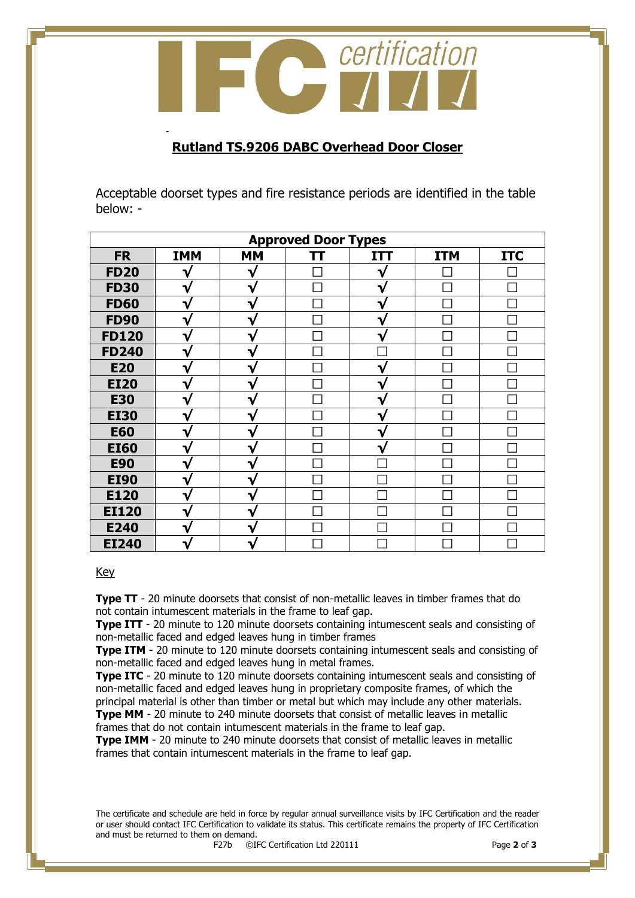## Rutland TS.9206 DABC Overhead Door Closer

Acceptable doorset types and fire resistance periods are identified in the table below: -

| Approved Door Types | | | | | | |
|---|---|---|---|---|---|---|
| **FR** | **IMM** | **MM** | **TT** | **ITT** | **ITM** | **ITC** |
| **FD20** | √ | √ | ☐ | √ | ☐ | ☐ |
| **FD30** | √ | √ | ☐ | √ | ☐ | ☐ |
| **FD60** | √ | √ | ☐ | √ | ☐ | ☐ |
| **FD90** | √ | √ | ☐ | √ | ☐ | ☐ |
| **FD120** | √ | √ | ☐ | √ | ☐ | ☐ |
| **FD240** | √ | √ | ☐ | ☐ | ☐ | ☐ |
| **E20** | √ | √ | ☐ | √ | ☐ | ☐ |
| **EI20** | √ | √ | ☐ | √ | ☐ | ☐ |
| **E30** | √ | √ | ☐ | √ | ☐ | ☐ |
| **EI30** | √ | √ | ☐ | √ | ☐ | ☐ |
| **E60** | √ | √ | ☐ | √ | ☐ | ☐ |
| **EI60** | √ | √ | ☐ | √ | ☐ | ☐ |
| **E90** | √ | √ | ☐ | ☐ | ☐ | ☐ |
| **EI90** | √ | √ | ☐ | ☐ | ☐ | ☐ |
| **E120** | √ | √ | ☐ | ☐ | ☐ | ☐ |
| **EI120** | √ | √ | ☐ | ☐ | ☐ | ☐ |
| **E240** | √ | √ | ☐ | ☐ | ☐ | ☐ |
| **EI240** | √ | √ | ☐ | ☐ | ☐ | ☐ |

Key

**Type TT** - 20 minute doorsets that consist of non-metallic leaves in timber frames that do not contain intumescent materials in the frame to leaf gap.
**Type ITT** - 20 minute to 120 minute doorsets containing intumescent seals and consisting of non-metallic faced and edged leaves hung in timber frames
**Type ITM** - 20 minute to 120 minute doorsets containing intumescent seals and consisting of non-metallic faced and edged leaves hung in metal frames.
**Type ITC** - 20 minute to 120 minute doorsets containing intumescent seals and consisting of non-metallic faced and edged leaves hung in proprietary composite frames, of which the principal material is other than timber or metal but which may include any other materials.
**Type MM** - 20 minute to 240 minute doorsets that consist of metallic leaves in metallic frames that do not contain intumescent materials in the frame to leaf gap.
**Type IMM** - 20 minute to 240 minute doorsets that consist of metallic leaves in metallic frames that contain intumescent materials in the frame to leaf gap.

The certificate and schedule are held in force by regular annual surveillance visits by IFC Certification and the reader or user should contact IFC Certification to validate its status. This certificate remains the property of IFC Certification and must be returned to them on demand.
F27b ©IFC Certification Ltd 220111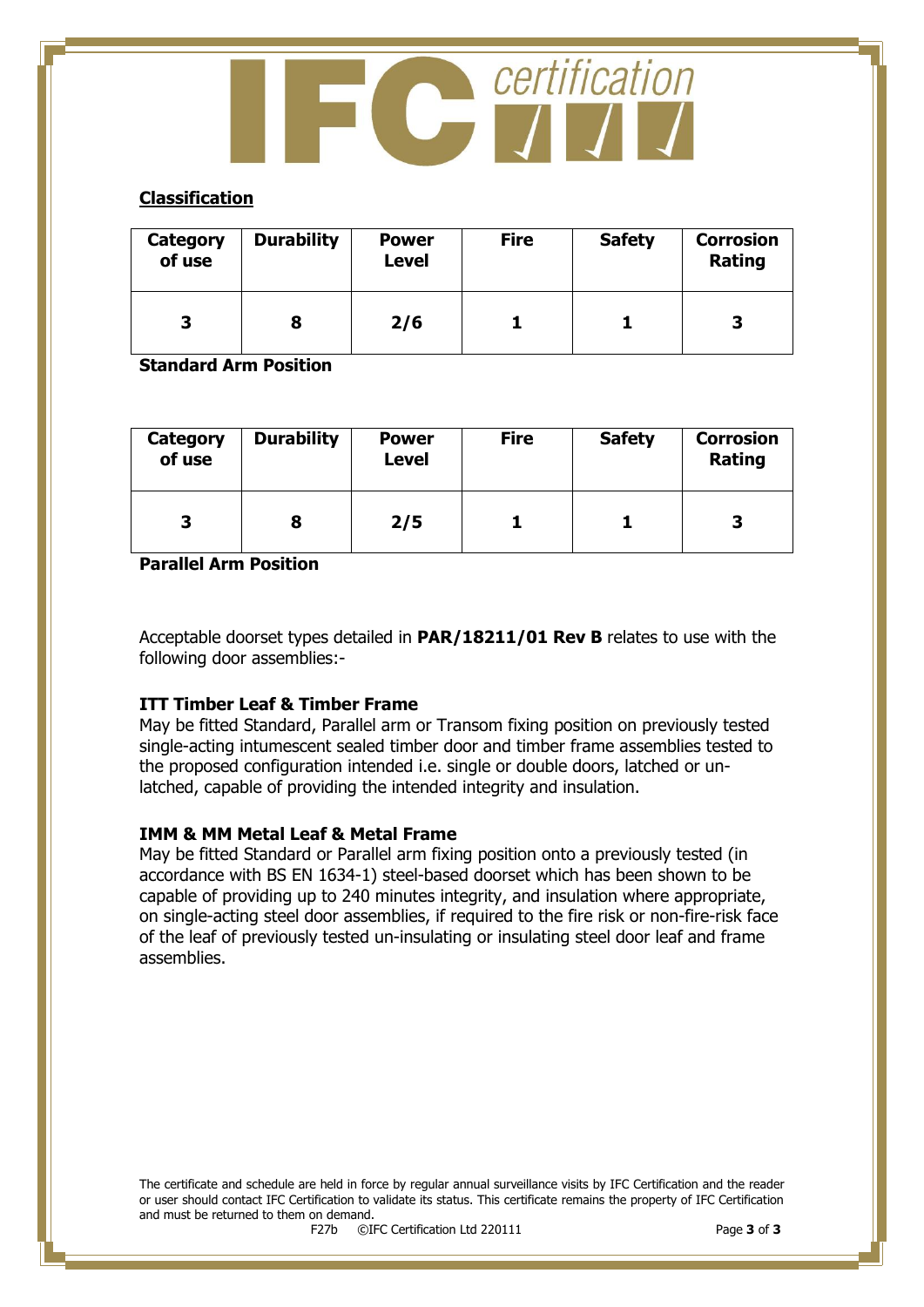## Classification

| Category of use | Durability | Power Level | Fire | Safety | Corrosion Rating |
|---|---|---|---|---|---|
| 3 | 8 | 2/6 | 1 | 1 | 3 |

**Standard Arm Position**

| Category of use | Durability | Power Level | Fire | Safety | Corrosion Rating |
|---|---|---|---|---|---|
| 3 | 8 | 2/5 | 1 | 1 | 3 |

**Parallel Arm Position**

Acceptable doorset types detailed in **PAR/18211/01 Rev B** relates to use with the following door assemblies:-

### ITT Timber Leaf & Timber Frame

May be fitted Standard, Parallel arm or Transom fixing position on previously tested single-acting intumescent sealed timber door and timber frame assemblies tested to the proposed configuration intended i.e. single or double doors, latched or un-latched, capable of providing the intended integrity and insulation.

### IMM & MM Metal Leaf & Metal Frame

May be fitted Standard or Parallel arm fixing position onto a previously tested (in accordance with BS EN 1634-1) steel-based doorset which has been shown to be capable of providing up to 240 minutes integrity, and insulation where appropriate, on single-acting steel door assemblies, if required to the fire risk or non-fire-risk face of the leaf of previously tested un-insulating or insulating steel door leaf and frame assemblies.

The certificate and schedule are held in force by regular annual surveillance visits by IFC Certification and the reader or user should contact IFC Certification to validate its status. This certificate remains the property of IFC Certification and must be returned to them on demand.

F27b ©IFC Certification Ltd 220111